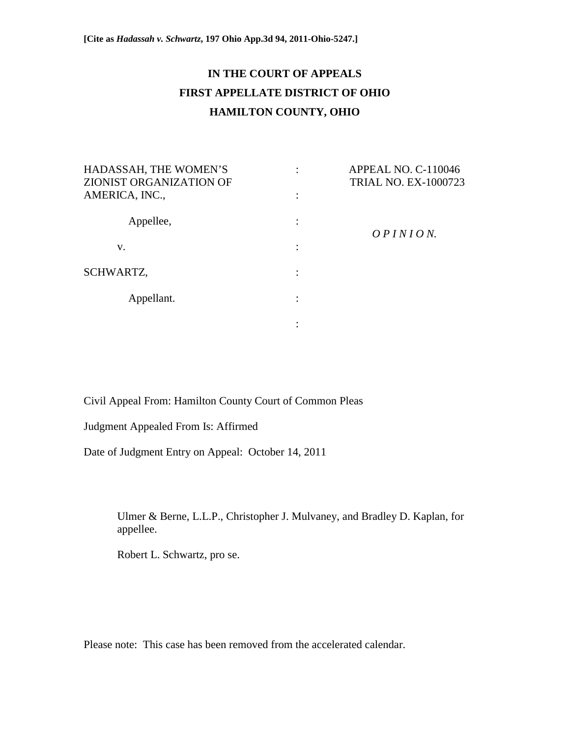**[Cite as *Hadassah v. Schwartz*, 197 Ohio App.3d 94, 2011-Ohio-5247.]**

**IN THE COURT OF APPEALS**
**FIRST APPELLATE DISTRICT OF OHIO**
**HAMILTON COUNTY, OHIO**

| | | |
|---|---|---|
| HADASSAH, THE WOMEN'S ZIONIST ORGANIZATION OF AMERICA, INC., | : | APPEAL NO. C-110046 |
| | | TRIAL NO. EX-1000723 |
| Appellee, | : | |
| | | *O P I N I O N.* |
| v. | : | |
| SCHWARTZ, | : | |
| Appellant. | : | |

Civil Appeal From: Hamilton County Court of Common Pleas

Judgment Appealed From Is: Affirmed

Date of Judgment Entry on Appeal: October 14, 2011

Ulmer & Berne, L.L.P., Christopher J. Mulvaney, and Bradley D. Kaplan, for appellee.

Robert L. Schwartz, pro se.

Please note: This case has been removed from the accelerated calendar.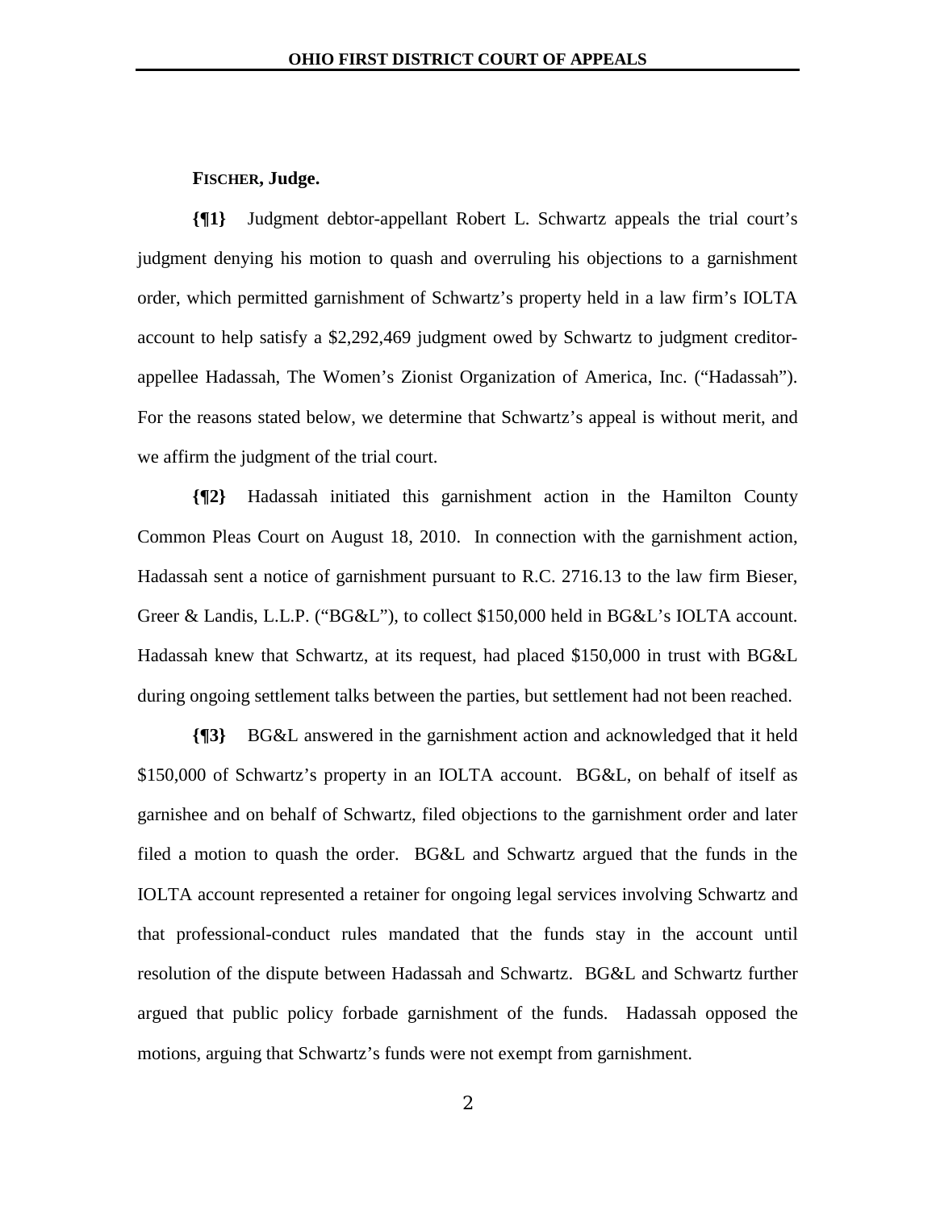**FISCHER, Judge.**

**{¶1}** Judgment debtor-appellant Robert L. Schwartz appeals the trial court's judgment denying his motion to quash and overruling his objections to a garnishment order, which permitted garnishment of Schwartz's property held in a law firm's IOLTA account to help satisfy a $2,292,469 judgment owed by Schwartz to judgment creditor-appellee Hadassah, The Women's Zionist Organization of America, Inc. ("Hadassah"). For the reasons stated below, we determine that Schwartz's appeal is without merit, and we affirm the judgment of the trial court.

**{¶2}** Hadassah initiated this garnishment action in the Hamilton County Common Pleas Court on August 18, 2010. In connection with the garnishment action, Hadassah sent a notice of garnishment pursuant to R.C. 2716.13 to the law firm Bieser, Greer & Landis, L.L.P. ("BG&L"), to collect $150,000 held in BG&L's IOLTA account. Hadassah knew that Schwartz, at its request, had placed $150,000 in trust with BG&L during ongoing settlement talks between the parties, but settlement had not been reached.

**{¶3}** BG&L answered in the garnishment action and acknowledged that it held $150,000 of Schwartz's property in an IOLTA account. BG&L, on behalf of itself as garnishee and on behalf of Schwartz, filed objections to the garnishment order and later filed a motion to quash the order. BG&L and Schwartz argued that the funds in the IOLTA account represented a retainer for ongoing legal services involving Schwartz and that professional-conduct rules mandated that the funds stay in the account until resolution of the dispute between Hadassah and Schwartz. BG&L and Schwartz further argued that public policy forbade garnishment of the funds. Hadassah opposed the motions, arguing that Schwartz's funds were not exempt from garnishment.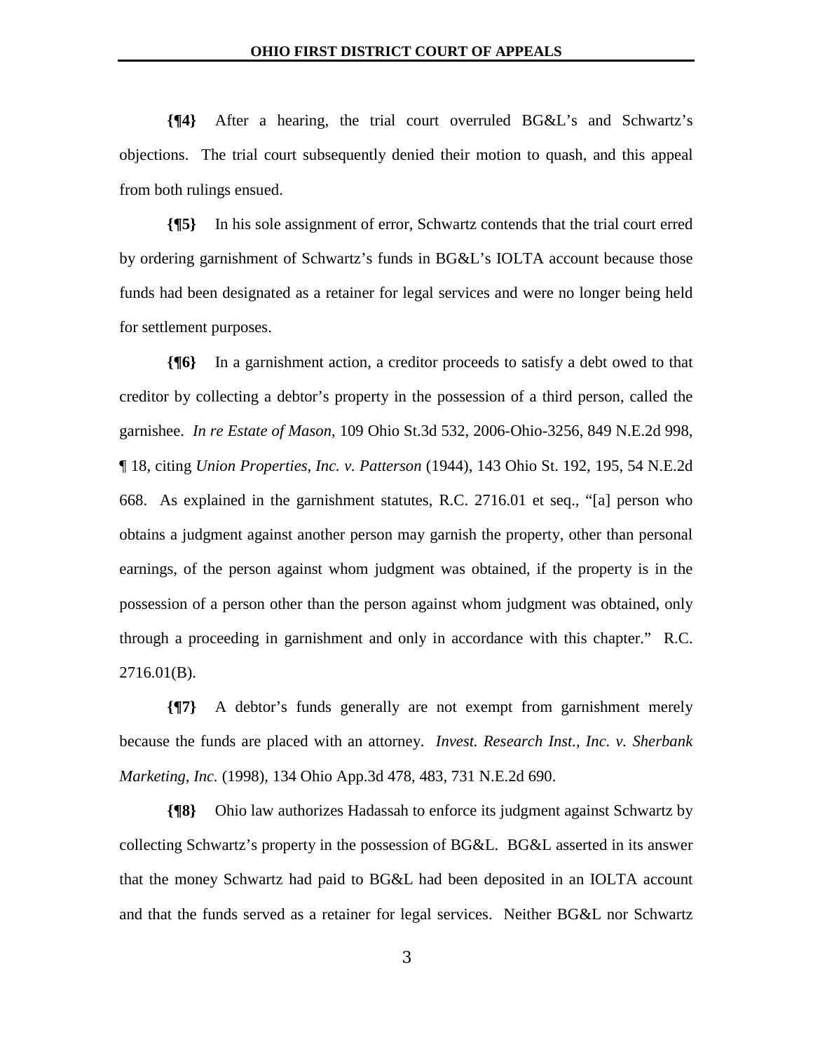**{¶4}** After a hearing, the trial court overruled BG&L's and Schwartz's objections. The trial court subsequently denied their motion to quash, and this appeal from both rulings ensued.

**{¶5}** In his sole assignment of error, Schwartz contends that the trial court erred by ordering garnishment of Schwartz's funds in BG&L's IOLTA account because those funds had been designated as a retainer for legal services and were no longer being held for settlement purposes.

**{¶6}** In a garnishment action, a creditor proceeds to satisfy a debt owed to that creditor by collecting a debtor's property in the possession of a third person, called the garnishee. *In re Estate of Mason*, 109 Ohio St.3d 532, 2006-Ohio-3256, 849 N.E.2d 998, ¶ 18, citing *Union Properties, Inc. v. Patterson* (1944), 143 Ohio St. 192, 195, 54 N.E.2d 668. As explained in the garnishment statutes, R.C. 2716.01 et seq., "[a] person who obtains a judgment against another person may garnish the property, other than personal earnings, of the person against whom judgment was obtained, if the property is in the possession of a person other than the person against whom judgment was obtained, only through a proceeding in garnishment and only in accordance with this chapter." R.C. 2716.01(B).

**{¶7}** A debtor's funds generally are not exempt from garnishment merely because the funds are placed with an attorney. *Invest. Research Inst., Inc. v. Sherbank Marketing, Inc.* (1998), 134 Ohio App.3d 478, 483, 731 N.E.2d 690.

**{¶8}** Ohio law authorizes Hadassah to enforce its judgment against Schwartz by collecting Schwartz's property in the possession of BG&L. BG&L asserted in its answer that the money Schwartz had paid to BG&L had been deposited in an IOLTA account and that the funds served as a retainer for legal services. Neither BG&L nor Schwartz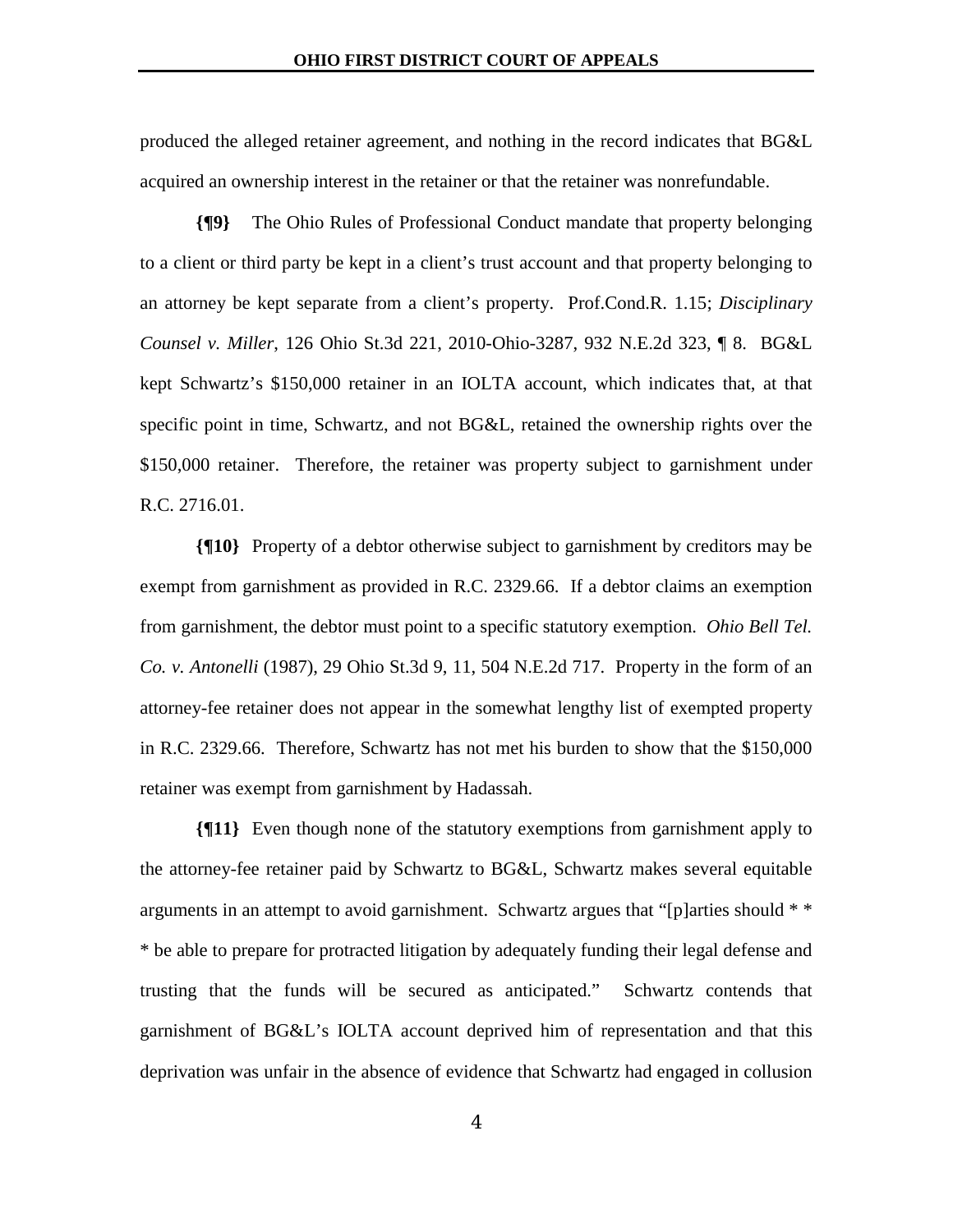produced the alleged retainer agreement, and nothing in the record indicates that BG&L acquired an ownership interest in the retainer or that the retainer was nonrefundable.

**{¶9}** The Ohio Rules of Professional Conduct mandate that property belonging to a client or third party be kept in a client's trust account and that property belonging to an attorney be kept separate from a client's property. Prof.Cond.R. 1.15; *Disciplinary Counsel v. Miller*, 126 Ohio St.3d 221, 2010-Ohio-3287, 932 N.E.2d 323, ¶ 8. BG&L kept Schwartz's $150,000 retainer in an IOLTA account, which indicates that, at that specific point in time, Schwartz, and not BG&L, retained the ownership rights over the $150,000 retainer. Therefore, the retainer was property subject to garnishment under R.C. 2716.01.

**{¶10}** Property of a debtor otherwise subject to garnishment by creditors may be exempt from garnishment as provided in R.C. 2329.66. If a debtor claims an exemption from garnishment, the debtor must point to a specific statutory exemption. *Ohio Bell Tel. Co. v. Antonelli* (1987), 29 Ohio St.3d 9, 11, 504 N.E.2d 717. Property in the form of an attorney-fee retainer does not appear in the somewhat lengthy list of exempted property in R.C. 2329.66. Therefore, Schwartz has not met his burden to show that the $150,000 retainer was exempt from garnishment by Hadassah.

**{¶11}** Even though none of the statutory exemptions from garnishment apply to the attorney-fee retainer paid by Schwartz to BG&L, Schwartz makes several equitable arguments in an attempt to avoid garnishment. Schwartz argues that "[p]arties should * * * be able to prepare for protracted litigation by adequately funding their legal defense and trusting that the funds will be secured as anticipated." Schwartz contends that garnishment of BG&L's IOLTA account deprived him of representation and that this deprivation was unfair in the absence of evidence that Schwartz had engaged in collusion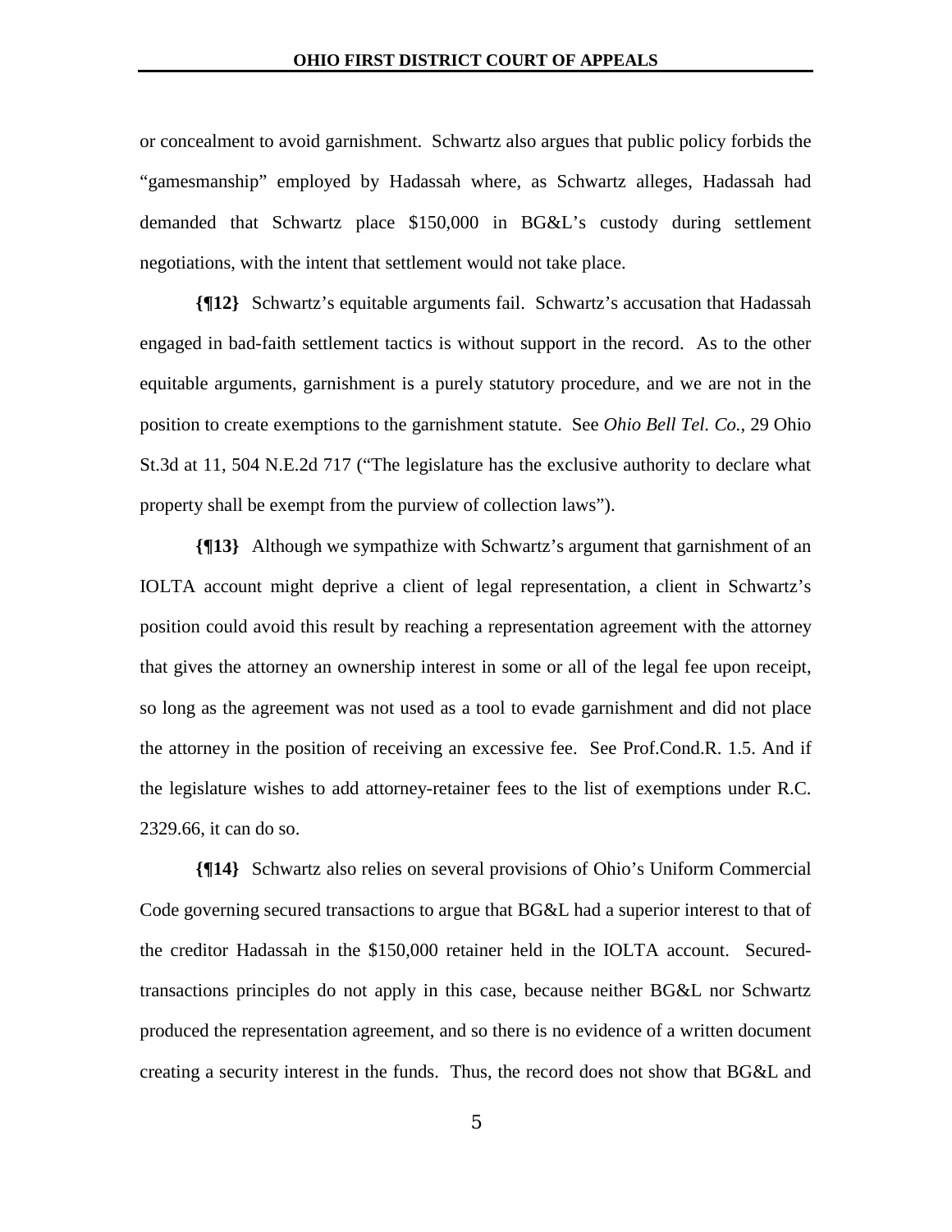or concealment to avoid garnishment. Schwartz also argues that public policy forbids the "gamesmanship" employed by Hadassah where, as Schwartz alleges, Hadassah had demanded that Schwartz place $150,000 in BG&L's custody during settlement negotiations, with the intent that settlement would not take place.

**{¶12}** Schwartz's equitable arguments fail. Schwartz's accusation that Hadassah engaged in bad-faith settlement tactics is without support in the record. As to the other equitable arguments, garnishment is a purely statutory procedure, and we are not in the position to create exemptions to the garnishment statute. See *Ohio Bell Tel. Co.*, 29 Ohio St.3d at 11, 504 N.E.2d 717 ("The legislature has the exclusive authority to declare what property shall be exempt from the purview of collection laws").

**{¶13}** Although we sympathize with Schwartz's argument that garnishment of an IOLTA account might deprive a client of legal representation, a client in Schwartz's position could avoid this result by reaching a representation agreement with the attorney that gives the attorney an ownership interest in some or all of the legal fee upon receipt, so long as the agreement was not used as a tool to evade garnishment and did not place the attorney in the position of receiving an excessive fee. See Prof.Cond.R. 1.5. And if the legislature wishes to add attorney-retainer fees to the list of exemptions under R.C. 2329.66, it can do so.

**{¶14}** Schwartz also relies on several provisions of Ohio's Uniform Commercial Code governing secured transactions to argue that BG&L had a superior interest to that of the creditor Hadassah in the $150,000 retainer held in the IOLTA account. Secured-transactions principles do not apply in this case, because neither BG&L nor Schwartz produced the representation agreement, and so there is no evidence of a written document creating a security interest in the funds. Thus, the record does not show that BG&L and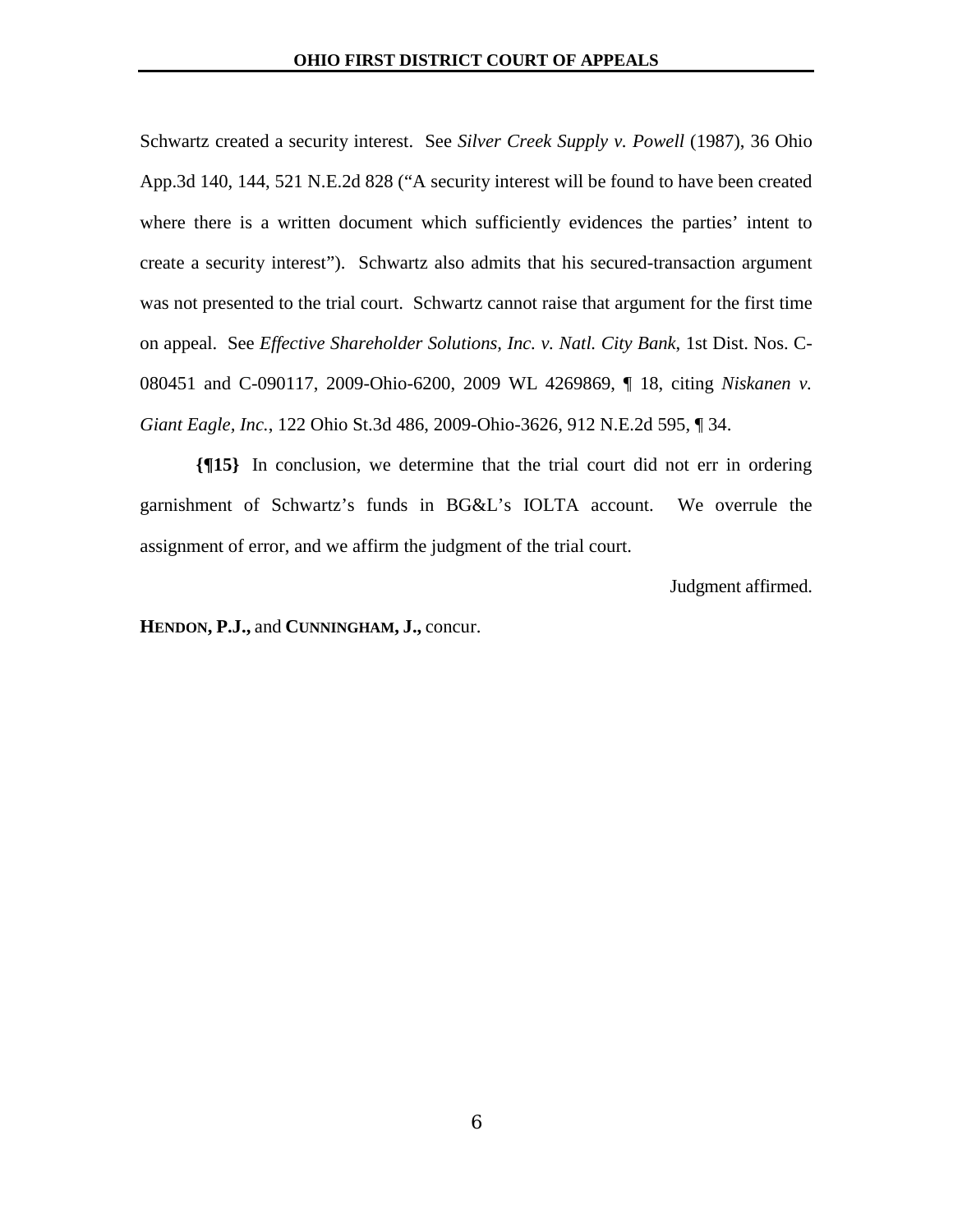Schwartz created a security interest. See *Silver Creek Supply v. Powell* (1987), 36 Ohio App.3d 140, 144, 521 N.E.2d 828 ("A security interest will be found to have been created where there is a written document which sufficiently evidences the parties' intent to create a security interest"). Schwartz also admits that his secured-transaction argument was not presented to the trial court. Schwartz cannot raise that argument for the first time on appeal. See *Effective Shareholder Solutions, Inc. v. Natl. City Bank*, 1st Dist. Nos. C-080451 and C-090117, 2009-Ohio-6200, 2009 WL 4269869, ¶ 18, citing *Niskanen v. Giant Eagle, Inc.*, 122 Ohio St.3d 486, 2009-Ohio-3626, 912 N.E.2d 595, ¶ 34.

**{¶15}** In conclusion, we determine that the trial court did not err in ordering garnishment of Schwartz's funds in BG&L's IOLTA account. We overrule the assignment of error, and we affirm the judgment of the trial court.

Judgment affirmed.

**HENDON, P.J.,** and **CUNNINGHAM, J.,** concur.